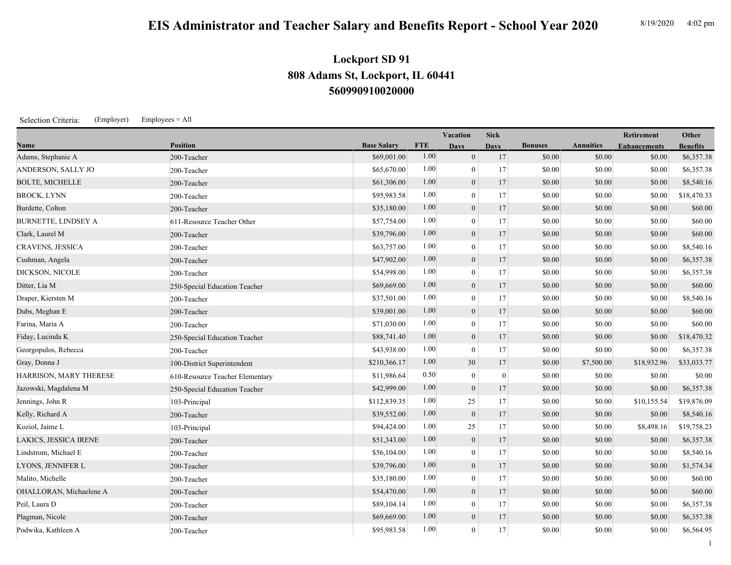# EIS Administrator and Teacher Salary and Benefits Report - School Year 2020

8/19/2020 4:02 pm

## Lockport SD 91
## 808 Adams St, Lockport, IL 60441
## 560990910020000

Selection Criteria: (Employer) Employees = All

| Name | Position | Base Salary | FTE | Vacation Days | Sick Days | Bonuses | Annuities | Retirement Enhancements | Other Benefits |
|---|---|---|---|---|---|---|---|---|---|
| Adams, Stephanie A | 200-Teacher | $69,001.00 | 1.00 | 0 | 17 | $0.00 | $0.00 | $0.00 | $6,357.38 |
| ANDERSON, SALLY JO | 200-Teacher | $65,670.00 | 1.00 | 0 | 17 | $0.00 | $0.00 | $0.00 | $6,357.38 |
| BOLTE, MICHELLE | 200-Teacher | $61,306.00 | 1.00 | 0 | 17 | $0.00 | $0.00 | $0.00 | $8,540.16 |
| BROCK, LYNN | 200-Teacher | $95,983.58 | 1.00 | 0 | 17 | $0.00 | $0.00 | $0.00 | $18,470.33 |
| Burdette, Colton | 200-Teacher | $35,180.00 | 1.00 | 0 | 17 | $0.00 | $0.00 | $0.00 | $60.00 |
| BURNETTE, LINDSEY A | 611-Resource Teacher Other | $57,754.00 | 1.00 | 0 | 17 | $0.00 | $0.00 | $0.00 | $60.00 |
| Clark, Laurel M | 200-Teacher | $39,796.00 | 1.00 | 0 | 17 | $0.00 | $0.00 | $0.00 | $60.00 |
| CRAVENS, JESSICA | 200-Teacher | $63,757.00 | 1.00 | 0 | 17 | $0.00 | $0.00 | $0.00 | $8,540.16 |
| Cushman, Angela | 200-Teacher | $47,902.00 | 1.00 | 0 | 17 | $0.00 | $0.00 | $0.00 | $6,357.38 |
| DICKSON, NICOLE | 200-Teacher | $54,998.00 | 1.00 | 0 | 17 | $0.00 | $0.00 | $0.00 | $6,357.38 |
| Ditter, Lia M | 250-Special Education Teacher | $69,669.00 | 1.00 | 0 | 17 | $0.00 | $0.00 | $0.00 | $60.00 |
| Draper, Kiersten M | 200-Teacher | $37,501.00 | 1.00 | 0 | 17 | $0.00 | $0.00 | $0.00 | $8,540.16 |
| Dubs, Meghan E | 200-Teacher | $39,001.00 | 1.00 | 0 | 17 | $0.00 | $0.00 | $0.00 | $60.00 |
| Farina, Maria A | 200-Teacher | $71,030.00 | 1.00 | 0 | 17 | $0.00 | $0.00 | $0.00 | $60.00 |
| Fiday, Lucinda K | 250-Special Education Teacher | $88,741.40 | 1.00 | 0 | 17 | $0.00 | $0.00 | $0.00 | $18,470.32 |
| Georgopulos, Rebecca | 200-Teacher | $43,938.00 | 1.00 | 0 | 17 | $0.00 | $0.00 | $0.00 | $6,357.38 |
| Gray, Donna J | 100-District Superintendent | $210,366.17 | 1.00 | 30 | 17 | $0.00 | $7,500.00 | $18,932.96 | $33,033.77 |
| HARRISON, MARY THERESE | 610-Resource Teacher Elementary | $11,986.64 | 0.50 | 0 | 0 | $0.00 | $0.00 | $0.00 | $0.00 |
| Jazowski, Magdalena M | 250-Special Education Teacher | $42,999.00 | 1.00 | 0 | 17 | $0.00 | $0.00 | $0.00 | $6,357.38 |
| Jennings, John R | 103-Principal | $112,839.35 | 1.00 | 25 | 17 | $0.00 | $0.00 | $10,155.54 | $19,876.09 |
| Kelly, Richard A | 200-Teacher | $39,552.00 | 1.00 | 0 | 17 | $0.00 | $0.00 | $0.00 | $8,540.16 |
| Koziol, Jaime L | 103-Principal | $94,424.00 | 1.00 | 25 | 17 | $0.00 | $0.00 | $8,498.16 | $19,758.23 |
| LAKICS, JESSICA IRENE | 200-Teacher | $51,343.00 | 1.00 | 0 | 17 | $0.00 | $0.00 | $0.00 | $6,357.38 |
| Lindstrom, Michael E | 200-Teacher | $56,104.00 | 1.00 | 0 | 17 | $0.00 | $0.00 | $0.00 | $8,540.16 |
| LYONS, JENNIFER L | 200-Teacher | $39,796.00 | 1.00 | 0 | 17 | $0.00 | $0.00 | $0.00 | $1,574.34 |
| Malito, Michelle | 200-Teacher | $35,180.00 | 1.00 | 0 | 17 | $0.00 | $0.00 | $0.00 | $60.00 |
| OHALLORAN, Michaelene A | 200-Teacher | $54,470.00 | 1.00 | 0 | 17 | $0.00 | $0.00 | $0.00 | $60.00 |
| Peil, Laura D | 200-Teacher | $89,104.14 | 1.00 | 0 | 17 | $0.00 | $0.00 | $0.00 | $6,357.38 |
| Plagman, Nicole | 200-Teacher | $69,669.00 | 1.00 | 0 | 17 | $0.00 | $0.00 | $0.00 | $6,357.38 |
| Podwika, Kathleen A | 200-Teacher | $95,983.58 | 1.00 | 0 | 17 | $0.00 | $0.00 | $0.00 | $6,564.95 |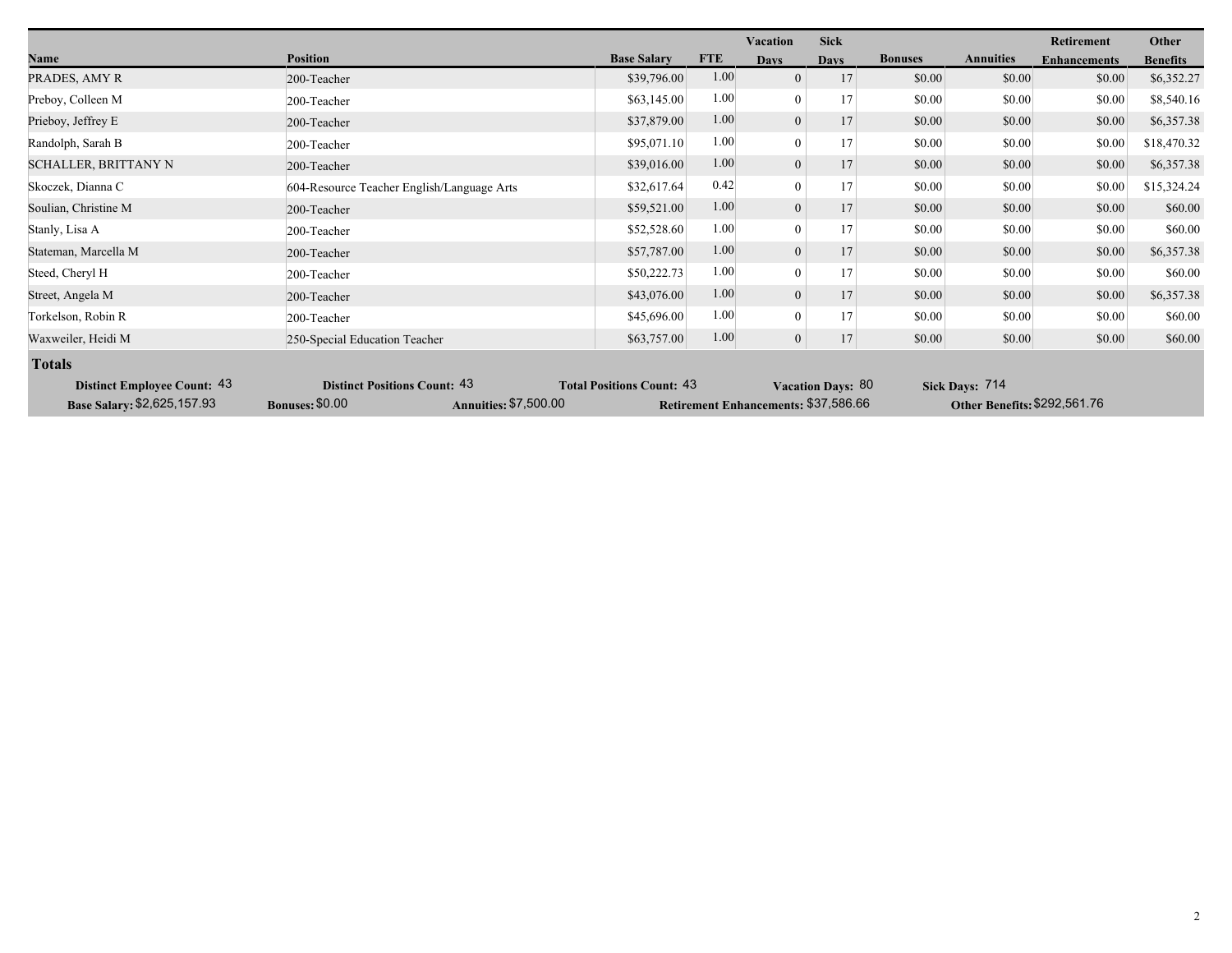| Name | Position | Base Salary | FTE | Vacation Days | Sick Days | Bonuses | Annuities | Retirement Enhancements | Other Benefits |
| --- | --- | --- | --- | --- | --- | --- | --- | --- | --- |
| PRADES, AMY R | 200-Teacher | $39,796.00 | 1.00 | 0 | 17 | $0.00 | $0.00 | $0.00 | $6,352.27 |
| Preboy, Colleen M | 200-Teacher | $63,145.00 | 1.00 | 0 | 17 | $0.00 | $0.00 | $0.00 | $8,540.16 |
| Prieboy, Jeffrey E | 200-Teacher | $37,879.00 | 1.00 | 0 | 17 | $0.00 | $0.00 | $0.00 | $6,357.38 |
| Randolph, Sarah B | 200-Teacher | $95,071.10 | 1.00 | 0 | 17 | $0.00 | $0.00 | $0.00 | $18,470.32 |
| SCHALLER, BRITTANY N | 200-Teacher | $39,016.00 | 1.00 | 0 | 17 | $0.00 | $0.00 | $0.00 | $6,357.38 |
| Skoczek, Dianna C | 604-Resource Teacher English/Language Arts | $32,617.64 | 0.42 | 0 | 17 | $0.00 | $0.00 | $0.00 | $15,324.24 |
| Soulian, Christine M | 200-Teacher | $59,521.00 | 1.00 | 0 | 17 | $0.00 | $0.00 | $0.00 | $60.00 |
| Stanly, Lisa A | 200-Teacher | $52,528.60 | 1.00 | 0 | 17 | $0.00 | $0.00 | $0.00 | $60.00 |
| Stateman, Marcella M | 200-Teacher | $57,787.00 | 1.00 | 0 | 17 | $0.00 | $0.00 | $0.00 | $6,357.38 |
| Steed, Cheryl H | 200-Teacher | $50,222.73 | 1.00 | 0 | 17 | $0.00 | $0.00 | $0.00 | $60.00 |
| Street, Angela M | 200-Teacher | $43,076.00 | 1.00 | 0 | 17 | $0.00 | $0.00 | $0.00 | $6,357.38 |
| Torkelson, Robin R | 200-Teacher | $45,696.00 | 1.00 | 0 | 17 | $0.00 | $0.00 | $0.00 | $60.00 |
| Waxweiler, Heidi M | 250-Special Education Teacher | $63,757.00 | 1.00 | 0 | 17 | $0.00 | $0.00 | $0.00 | $60.00 |

**Totals**

**Distinct Employee Count:** 43 **Distinct Positions Count:** 43 **Total Positions Count:** 43 **Vacation Days:** 80 **Sick Days:** 714

**Base Salary:** $2,625,157.93 **Bonuses:** $0.00 **Annuities:** $7,500.00 **Retirement Enhancements:** $37,586.66 **Other Benefits:** $292,561.76